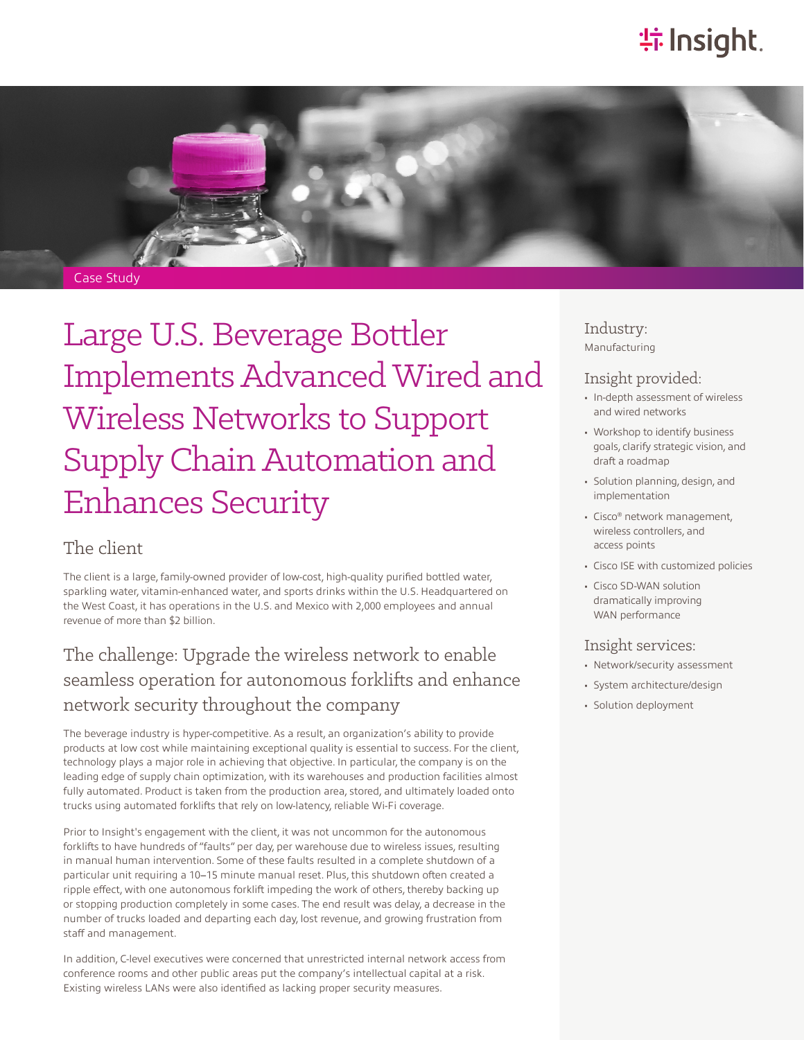Case Study

# Large U.S. Beverage Bottler Implements Advanced Wired and Wireless Networks to Support Supply Chain Automation and Enhances Security

## The client

The client is a large, family-owned provider of low-cost, high-quality purified bottled water, sparkling water, vitamin-enhanced water, and sports drinks within the U.S. Headquartered on the West Coast, it has operations in the U.S. and Mexico with 2,000 employees and annual revenue of more than $2 billion.

## The challenge: Upgrade the wireless network to enable seamless operation for autonomous forklifts and enhance network security throughout the company

The beverage industry is hyper-competitive. As a result, an organization's ability to provide products at low cost while maintaining exceptional quality is essential to success. For the client, technology plays a major role in achieving that objective. In particular, the company is on the leading edge of supply chain optimization, with its warehouses and production facilities almost fully automated. Product is taken from the production area, stored, and ultimately loaded onto trucks using automated forklifts that rely on low-latency, reliable Wi-Fi coverage.

Prior to Insight's engagement with the client, it was not uncommon for the autonomous forklifts to have hundreds of "faults" per day, per warehouse due to wireless issues, resulting in manual human intervention. Some of these faults resulted in a complete shutdown of a particular unit requiring a 10–15 minute manual reset. Plus, this shutdown often created a ripple effect, with one autonomous forklift impeding the work of others, thereby backing up or stopping production completely in some cases. The end result was delay, a decrease in the number of trucks loaded and departing each day, lost revenue, and growing frustration from staff and management.

In addition, C-level executives were concerned that unrestricted internal network access from conference rooms and other public areas put the company's intellectual capital at a risk. Existing wireless LANs were also identified as lacking proper security measures.

### Industry:

Manufacturing

### Insight provided:

- In-depth assessment of wireless and wired networks
- Workshop to identify business goals, clarify strategic vision, and draft a roadmap
- Solution planning, design, and implementation
- Cisco® network management, wireless controllers, and access points
- Cisco ISE with customized policies
- Cisco SD-WAN solution dramatically improving WAN performance

### Insight services:

- Network/security assessment
- System architecture/design
- Solution deployment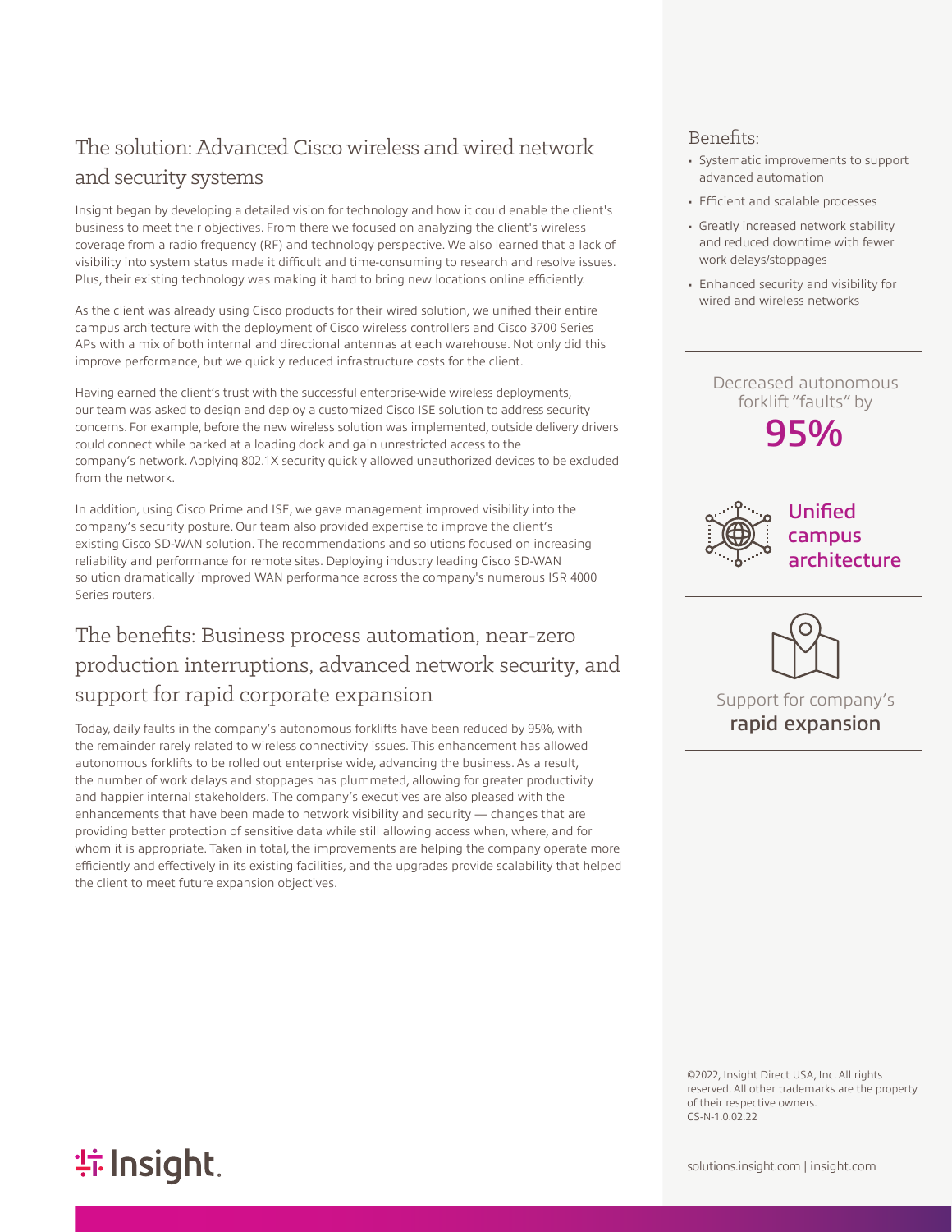## The solution: Advanced Cisco wireless and wired network and security systems

Insight began by developing a detailed vision for technology and how it could enable the client's business to meet their objectives. From there we focused on analyzing the client's wireless coverage from a radio frequency (RF) and technology perspective. We also learned that a lack of visibility into system status made it difficult and time-consuming to research and resolve issues. Plus, their existing technology was making it hard to bring new locations online efficiently.

As the client was already using Cisco products for their wired solution, we unified their entire campus architecture with the deployment of Cisco wireless controllers and Cisco 3700 Series APs with a mix of both internal and directional antennas at each warehouse. Not only did this improve performance, but we quickly reduced infrastructure costs for the client.

Having earned the client's trust with the successful enterprise-wide wireless deployments, our team was asked to design and deploy a customized Cisco ISE solution to address security concerns. For example, before the new wireless solution was implemented, outside delivery drivers could connect while parked at a loading dock and gain unrestricted access to the company's network. Applying 802.1X security quickly allowed unauthorized devices to be excluded from the network.

In addition, using Cisco Prime and ISE, we gave management improved visibility into the company's security posture. Our team also provided expertise to improve the client's existing Cisco SD-WAN solution. The recommendations and solutions focused on increasing reliability and performance for remote sites. Deploying industry leading Cisco SD-WAN solution dramatically improved WAN performance across the company's numerous ISR 4000 Series routers.

## The benefits: Business process automation, near-zero production interruptions, advanced network security, and support for rapid corporate expansion

Today, daily faults in the company's autonomous forklifts have been reduced by 95%, with the remainder rarely related to wireless connectivity issues. This enhancement has allowed autonomous forklifts to be rolled out enterprise wide, advancing the business. As a result, the number of work delays and stoppages has plummeted, allowing for greater productivity and happier internal stakeholders. The company's executives are also pleased with the enhancements that have been made to network visibility and security — changes that are providing better protection of sensitive data while still allowing access when, where, and for whom it is appropriate. Taken in total, the improvements are helping the company operate more efficiently and effectively in its existing facilities, and the upgrades provide scalability that helped the client to meet future expansion objectives.

### Benefits:

- Systematic improvements to support advanced automation
- Efficient and scalable processes
- Greatly increased network stability and reduced downtime with fewer work delays/stoppages
- Enhanced security and visibility for wired and wireless networks

Decreased autonomous forklift "faults" by

**95%**

**Unified campus architecture**

Support for company's **rapid expansion**

©2022, Insight Direct USA, Inc. All rights reserved. All other trademarks are the property of their respective owners.
CS-N-1.0.02.22

Insight.

solutions.insight.com | insight.com